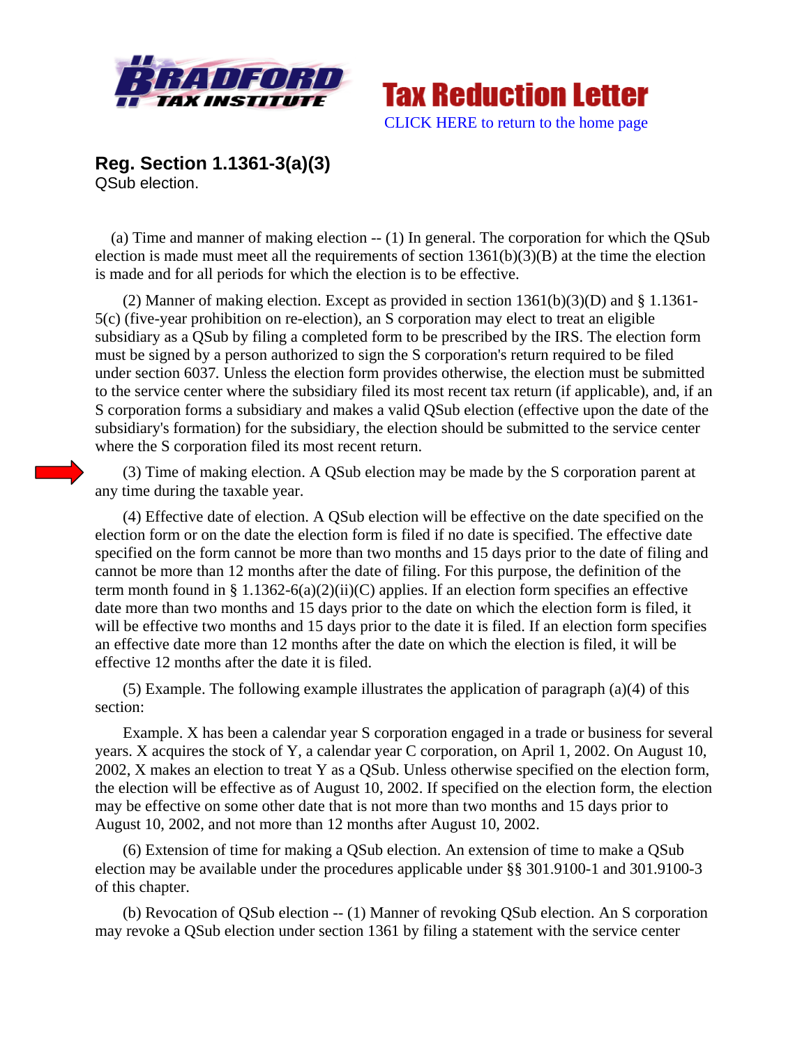**Tax Reduction Letter**

CLICK HERE to return to the home page

## Reg. Section 1.1361-3(a)(3)

QSub election.

(a) Time and manner of making election -- (1) In general. The corporation for which the QSub election is made must meet all the requirements of section 1361(b)(3)(B) at the time the election is made and for all periods for which the election is to be effective.

(2) Manner of making election. Except as provided in section 1361(b)(3)(D) and § 1.1361-5(c) (five-year prohibition on re-election), an S corporation may elect to treat an eligible subsidiary as a QSub by filing a completed form to be prescribed by the IRS. The election form must be signed by a person authorized to sign the S corporation's return required to be filed under section 6037. Unless the election form provides otherwise, the election must be submitted to the service center where the subsidiary filed its most recent tax return (if applicable), and, if an S corporation forms a subsidiary and makes a valid QSub election (effective upon the date of the subsidiary's formation) for the subsidiary, the election should be submitted to the service center where the S corporation filed its most recent return.

(3) Time of making election. A QSub election may be made by the S corporation parent at any time during the taxable year.

(4) Effective date of election. A QSub election will be effective on the date specified on the election form or on the date the election form is filed if no date is specified. The effective date specified on the form cannot be more than two months and 15 days prior to the date of filing and cannot be more than 12 months after the date of filing. For this purpose, the definition of the term month found in § 1.1362-6(a)(2)(ii)(C) applies. If an election form specifies an effective date more than two months and 15 days prior to the date on which the election form is filed, it will be effective two months and 15 days prior to the date it is filed. If an election form specifies an effective date more than 12 months after the date on which the election is filed, it will be effective 12 months after the date it is filed.

(5) Example. The following example illustrates the application of paragraph (a)(4) of this section:

Example. X has been a calendar year S corporation engaged in a trade or business for several years. X acquires the stock of Y, a calendar year C corporation, on April 1, 2002. On August 10, 2002, X makes an election to treat Y as a QSub. Unless otherwise specified on the election form, the election will be effective as of August 10, 2002. If specified on the election form, the election may be effective on some other date that is not more than two months and 15 days prior to August 10, 2002, and not more than 12 months after August 10, 2002.

(6) Extension of time for making a QSub election. An extension of time to make a QSub election may be available under the procedures applicable under §§ 301.9100-1 and 301.9100-3 of this chapter.

(b) Revocation of QSub election -- (1) Manner of revoking QSub election. An S corporation may revoke a QSub election under section 1361 by filing a statement with the service center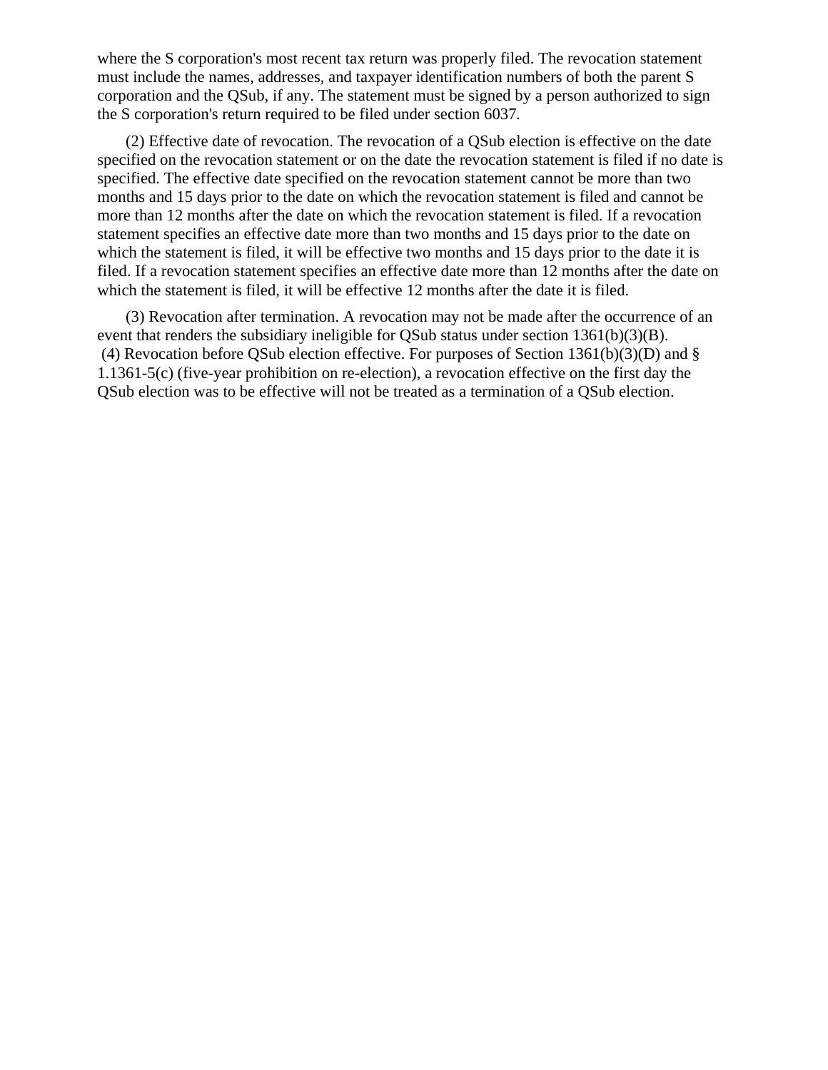where the S corporation's most recent tax return was properly filed. The revocation statement must include the names, addresses, and taxpayer identification numbers of both the parent S corporation and the QSub, if any. The statement must be signed by a person authorized to sign the S corporation's return required to be filed under section 6037.

(2) Effective date of revocation. The revocation of a QSub election is effective on the date specified on the revocation statement or on the date the revocation statement is filed if no date is specified. The effective date specified on the revocation statement cannot be more than two months and 15 days prior to the date on which the revocation statement is filed and cannot be more than 12 months after the date on which the revocation statement is filed. If a revocation statement specifies an effective date more than two months and 15 days prior to the date on which the statement is filed, it will be effective two months and 15 days prior to the date it is filed. If a revocation statement specifies an effective date more than 12 months after the date on which the statement is filed, it will be effective 12 months after the date it is filed.

(3) Revocation after termination. A revocation may not be made after the occurrence of an event that renders the subsidiary ineligible for QSub status under section 1361(b)(3)(B).

(4) Revocation before QSub election effective. For purposes of Section 1361(b)(3)(D) and § 1.1361-5(c) (five-year prohibition on re-election), a revocation effective on the first day the QSub election was to be effective will not be treated as a termination of a QSub election.